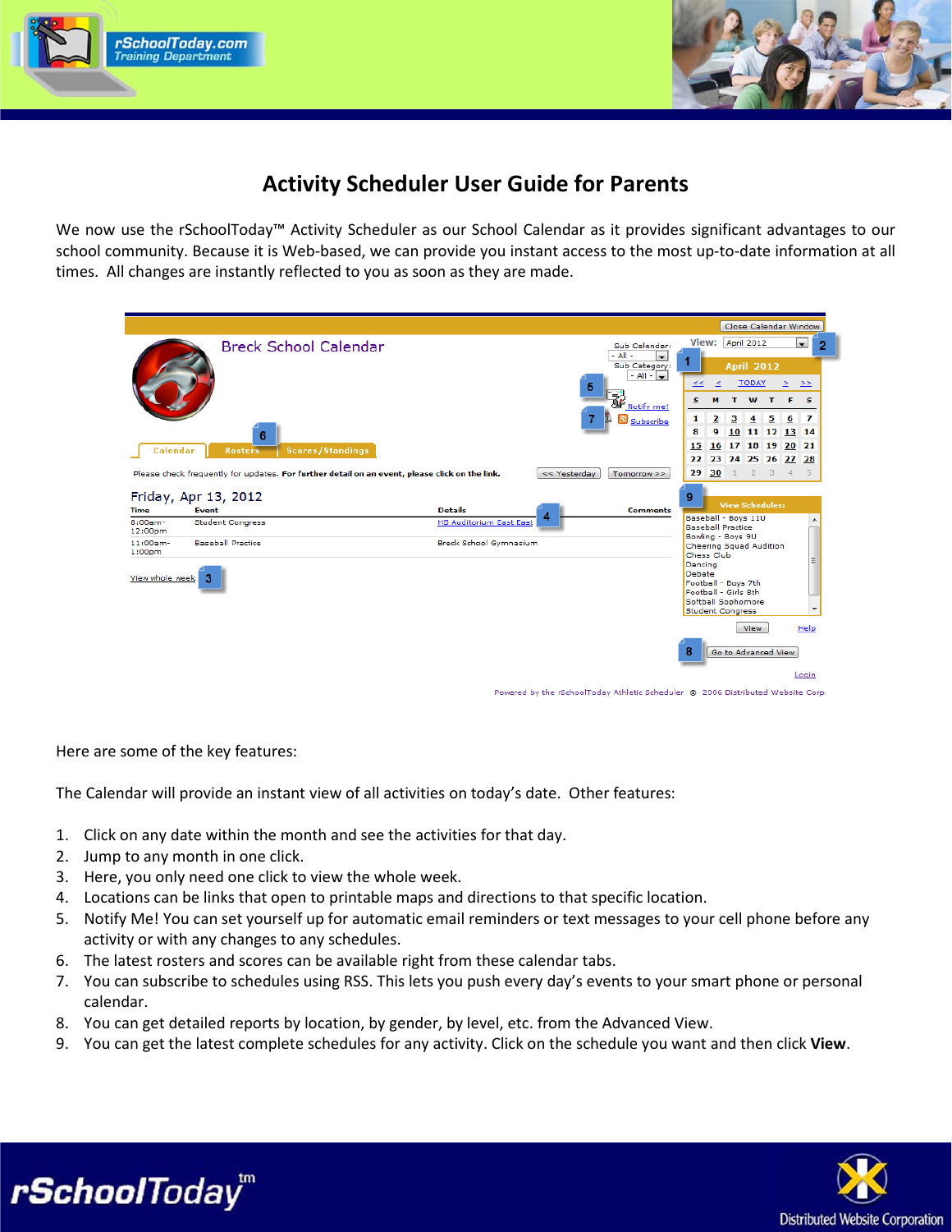# Activity Scheduler User Guide for Parents

We now use the rSchoolToday™ Activity Scheduler as our School Calendar as it provides significant advantages to our school community. Because it is Web-based, we can provide you instant access to the most up-to-date information at all times. All changes are instantly reflected to you as soon as they are made.

Here are some of the key features:

The Calendar will provide an instant view of all activities on today's date. Other features:

1. Click on any date within the month and see the activities for that day.
2. Jump to any month in one click.
3. Here, you only need one click to view the whole week.
4. Locations can be links that open to printable maps and directions to that specific location.
5. Notify Me! You can set yourself up for automatic email reminders or text messages to your cell phone before any activity or with any changes to any schedules.
6. The latest rosters and scores can be available right from these calendar tabs.
7. You can subscribe to schedules using RSS. This lets you push every day's events to your smart phone or personal calendar.
8. You can get detailed reports by location, by gender, by level, etc. from the Advanced View.
9. You can get the latest complete schedules for any activity. Click on the schedule you want and then click **View**.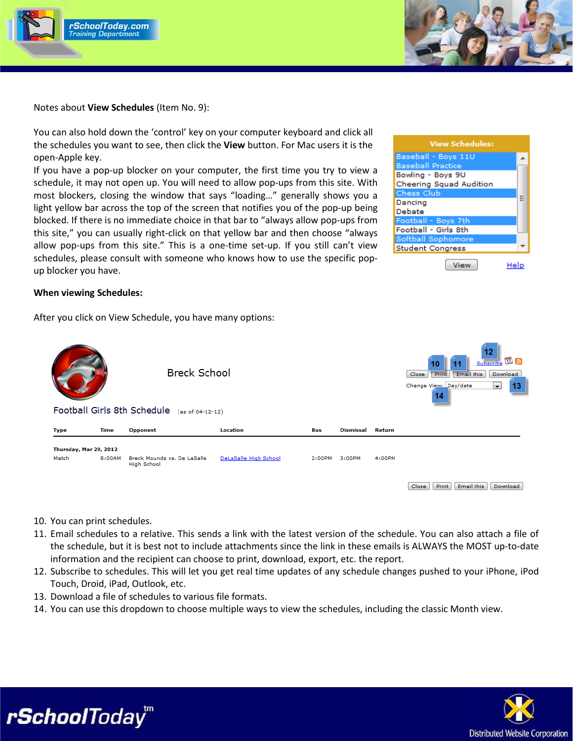Notes about **View Schedules** (Item No. 9):

You can also hold down the 'control' key on your computer keyboard and click all the schedules you want to see, then click the **View** button. For Mac users it is the open-Apple key.

If you have a pop-up blocker on your computer, the first time you try to view a schedule, it may not open up. You will need to allow pop-ups from this site. With most blockers, closing the window that says "loading…" generally shows you a light yellow bar across the top of the screen that notifies you of the pop-up being blocked. If there is no immediate choice in that bar to "always allow pop-ups from this site," you can usually right-click on that yellow bar and then choose "always allow pop-ups from this site." This is a one-time set-up. If you still can't view schedules, please consult with someone who knows how to use the specific pop-up blocker you have.

**When viewing Schedules:**

After you click on View Schedule, you have many options:

10. You can print schedules.
11. Email schedules to a relative. This sends a link with the latest version of the schedule. You can also attach a file of the schedule, but it is best not to include attachments since the link in these emails is ALWAYS the MOST up-to-date information and the recipient can choose to print, download, export, etc. the report.
12. Subscribe to schedules. This will let you get real time updates of any schedule changes pushed to your iPhone, iPod Touch, Droid, iPad, Outlook, etc.
13. Download a file of schedules to various file formats.
14. You can use this dropdown to choose multiple ways to view the schedules, including the classic Month view.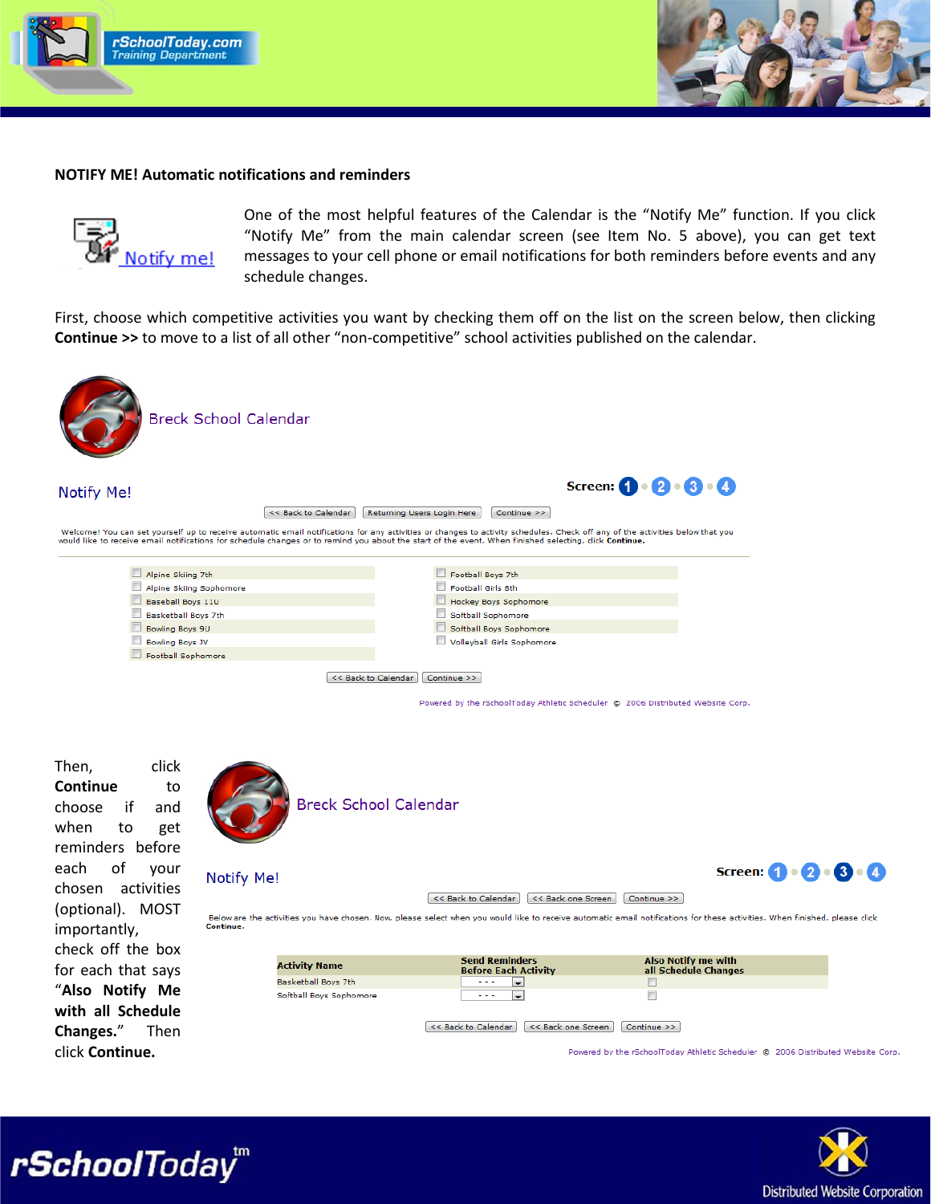**NOTIFY ME! Automatic notifications and reminders**

Notify me!

One of the most helpful features of the Calendar is the "Notify Me" function. If you click "Notify Me" from the main calendar screen (see Item No. 5 above), you can get text messages to your cell phone or email notifications for both reminders before events and any schedule changes.

First, choose which competitive activities you want by checking them off on the list on the screen below, then clicking **Continue >>** to move to a list of all other "non-competitive" school activities published on the calendar.

Breck School Calendar

Notify Me!

Screen: 1 • 2 • 3 • 4

<< Back to Calendar | Returning Users Login Here | Continue >>

Welcome! You can set yourself up to receive automatic email notifications for any activities or changes to activity schedules. Check off any of the activities below that you would like to receive email notifications for schedule changes or to remind you about the start of the event. When finished selecting, click **Continue.**

- Alpine Skiing 7th
- Alpine Skiing Sophomore
- Baseball Boys 11U
- Basketball Boys 7th
- Bowling Boys 9U
- Bowling Boys JV
- Football Sophomore
- Football Boys 7th
- Football Girls 8th
- Hockey Boys Sophomore
- Softball Sophomore
- Softball Boys Sophomore
- Volleyball Girls Sophomore

<< Back to Calendar | Continue >>

Powered by the rSchoolToday Athletic Scheduler © 2006 Distributed Website Corp.

Then, click **Continue** to choose if and when to get reminders before each of your chosen activities (optional). MOST importantly, check off the box for each that says "**Also Notify Me with all Schedule Changes.**" Then click **Continue.**

Breck School Calendar

Notify Me!

Screen: 1 • 2 • 3 • 4

<< Back to Calendar | << Back one Screen | Continue >>

Below are the activities you have chosen. Now, please select when you would like to receive automatic email notifications for these activities. When finished, please click **Continue.**

| Activity Name | Send Reminders Before Each Activity | Also Notify me with all Schedule Changes |
|---|---|---|
| Basketball Boys 7th | - - - | ☐ |
| Softball Boys Sophomore | - - - | ☐ |

<< Back to Calendar | << Back one Screen | Continue >>

Powered by the rSchoolToday Athletic Scheduler © 2006 Distributed Website Corp.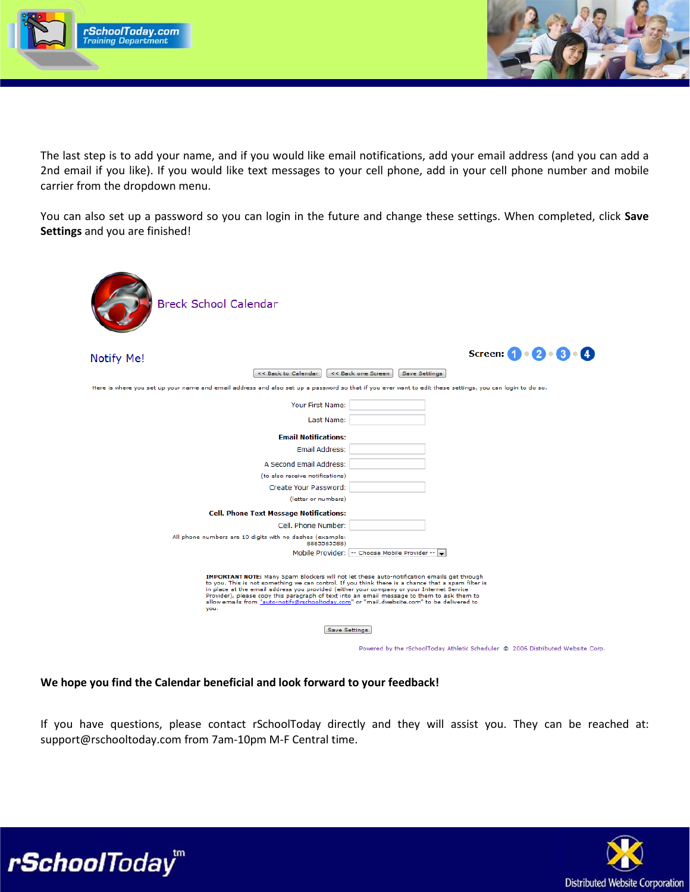The last step is to add your name, and if you would like email notifications, add your email address (and you can add a 2nd email if you like). If you would like text messages to your cell phone, add in your cell phone number and mobile carrier from the dropdown menu.

You can also set up a password so you can login in the future and change these settings. When completed, click **Save Settings** and you are finished!

Breck School Calendar

Notify Me!

Screen: 1 2 3 4

<< Back to Calendar | << Back one Screen | Save Settings

Here is where you set up your name and email address and also set up a password so that if you ever want to edit these settings, you can login to do so.

Your First Name:

Last Name:

**Email Notifications:**

Email Address:

A Second Email Address:

(to also receive notifications)

Create Your Password:

(letter or numbers)

**Cell. Phone Text Message Notifications:**

Cell. Phone Number:

All phone numbers are 10 digits with no dashes (example: 8885555588)

Mobile Provider: -- Choose Mobile Provider --

**IMPORTANT NOTE:** Many Spam Blockers will not let these auto-notification emails get through to you. This is not something we can control. If you think there is a chance that a spam filter is in place at the email address you provided (either your company or your Internet Service Provider), please copy this paragraph of text into an email message to them to ask them to allow emails from "auto-notify@rschooltoday.com" or "mail.dwebsite.com" to be delivered to you.

Save Settings

Powered by the rSchoolToday Athletic Scheduler © 2006 Distributed Website Corp.

**We hope you find the Calendar beneficial and look forward to your feedback!**

If you have questions, please contact rSchoolToday directly and they will assist you. They can be reached at: support@rschooltoday.com from 7am-10pm M-F Central time.